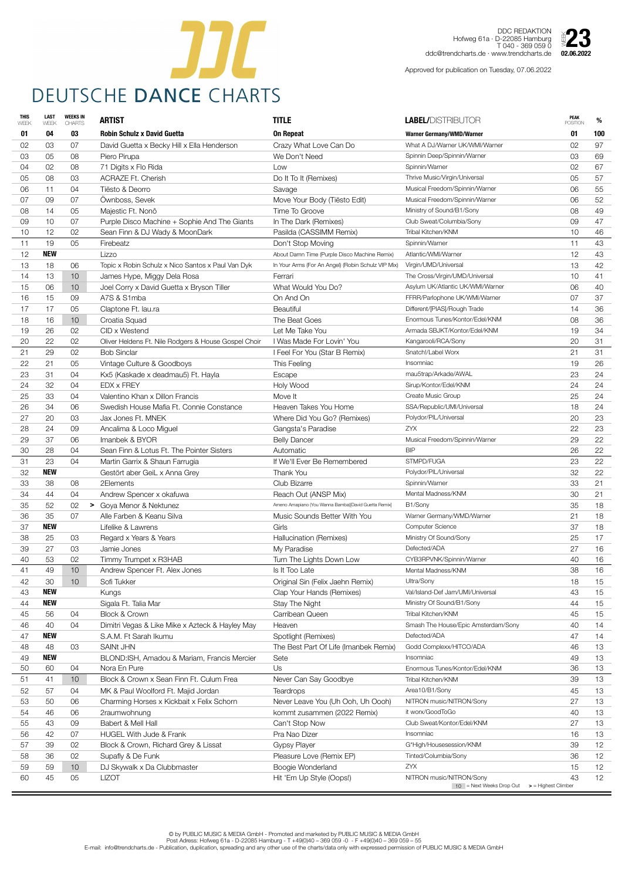# DEUTSCHE DANCE CHARTS

DDC REDAKTION
Hofweg 61a · D-22085 Hamburg
T 040 - 369 059 0
ddc@trendcharts.de · www.trendcharts.de

WEEK **23**
**02.06.2022**

Approved for publication on Tuesday, 07.06.2022

| THIS WEEK | LAST WEEK | WEEKS IN CHARTS | ARTIST | TITLE | LABEL/DISTRIBUTOR | PEAK POSITION | % |
|---|---|---|---|---|---|---|---|
| **01** | **04** | **03** | **Robin Schulz x David Guetta** | **On Repeat** | **Warner Germany/WMD/Warner** | **01** | **100** |
| 02 | 03 | 07 | David Guetta x Becky Hill x Ella Henderson | Crazy What Love Can Do | What A DJ/Warner UK/WMI/Warner | 02 | 97 |
| 03 | 05 | 08 | Piero Pirupa | We Don't Need | Spinnin Deep/Spinnin/Warner | 03 | 69 |
| 04 | 02 | 08 | 71 Digits x Flo Rida | Low | Spinnin/Warner | 02 | 67 |
| 05 | 08 | 03 | ACRAZE Ft. Cherish | Do It To It (Remixes) | Thrive Music/Virgin/Universal | 05 | 57 |
| 06 | 11 | 04 | Tiësto & Deorro | Savage | Musical Freedom/Spinnin/Warner | 06 | 55 |
| 07 | 09 | 07 | Öwnboss, Sevek | Move Your Body (Tiësto Edit) | Musical Freedom/Spinnin/Warner | 06 | 52 |
| 08 | 14 | 05 | Majestic Ft. Nonô | Time To Groove | Ministry of Sound/B1/Sony | 08 | 49 |
| 09 | 10 | 07 | Purple Disco Machine + Sophie And The Giants | In The Dark (Remixes) | Club Sweat/Columbia/Sony | 09 | 47 |
| 10 | 12 | 02 | Sean Finn & DJ Wady & MoonDark | Pasilda (CASSIMM Remix) | Tribal Kitchen/KNM | 10 | 46 |
| 11 | 19 | 05 | Firebeatz | Don't Stop Moving | Spinnin/Warner | 11 | 43 |
| 12 | **NEW** | | Lizzo | About Damn Time (Purple Disco Machine Remix) | Atlantic/WMI/Warner | 12 | 43 |
| 13 | 18 | 06 | Topic x Robin Schulz x Nico Santos x Paul Van Dyk | In Your Arms (For An Angel) (Robin Schulz VIP Mix) | Virgin/UMD/Universal | 13 | 42 |
| 14 | 13 | 10 | James Hype, Miggy Dela Rosa | Ferrari | The Cross/Virgin/UMD/Universal | 10 | 41 |
| 15 | 06 | 10 | Joel Corry x David Guetta x Bryson Tiller | What Would You Do? | Asylum UK/Atlantic UK/WMI/Warner | 06 | 40 |
| 16 | 15 | 09 | A7S & S1mba | On And On | FFRR/Parlophone UK/WMI/Warner | 07 | 37 |
| 17 | 17 | 05 | Claptone Ft. lau.ra | Beautiful | Different/[PIAS]/Rough Trade | 14 | 36 |
| 18 | 16 | 10 | Croatia Squad | The Beat Goes | Enormous Tunes/Kontor/Edel/KNM | 08 | 36 |
| 19 | 26 | 02 | CID x Westend | Let Me Take You | Armada SBJKT/Kontor/Edel/KNM | 19 | 34 |
| 20 | 22 | 02 | Oliver Heldens Ft. Nile Rodgers & House Gospel Choir | I Was Made For Lovin' You | Kangarooli/RCA/Sony | 20 | 31 |
| 21 | 29 | 02 | Bob Sinclar | I Feel For You (Star B Remix) | Snatch!/Label Worx | 21 | 31 |
| 22 | 21 | 05 | Vintage Culture & Goodboys | This Feeling | Insomniac | 19 | 26 |
| 23 | 31 | 04 | Kx5 (Kaskade x deadmau5) Ft. Hayla | Escape | mau5trap/Arkade/AWAL | 23 | 24 |
| 24 | 32 | 04 | EDX x FREY | Holy Wood | Sirup/Kontor/Edel/KNM | 24 | 24 |
| 25 | 33 | 04 | Valentino Khan x Dillon Francis | Move It | Create Music Group | 25 | 24 |
| 26 | 34 | 06 | Swedish House Mafia Ft. Connie Constance | Heaven Takes You Home | SSA/Republic/UMI/Universal | 18 | 24 |
| 27 | 20 | 03 | Jax Jones Ft. MNEK | Where Did You Go? (Remixes) | Polydor/PIL/Universal | 20 | 23 |
| 28 | 24 | 09 | Ancalima & Loco Miguel | Gangsta's Paradise | ZYX | 22 | 23 |
| 29 | 37 | 06 | Imanbek & BYOR | Belly Dancer | Musical Freedom/Spinnin/Warner | 29 | 22 |
| 30 | 28 | 04 | Sean Finn & Lotus Ft. The Pointer Sisters | Automatic | BIP | 26 | 22 |
| 31 | 23 | 04 | Martin Garrix & Shaun Farrugia | If We'll Ever Be Remembered | STMPD/FUGA | 23 | 22 |
| 32 | **NEW** | | Gestört aber GeiL x Anna Grey | Thank You | Polydor/PIL/Universal | 32 | 22 |
| 33 | 38 | 08 | 2Elements | Club Bizarre | Spinnin/Warner | 33 | 21 |
| 34 | 44 | 04 | Andrew Spencer x okafuwa | Reach Out (ANSP Mix) | Mental Madness/KNM | 30 | 21 |
| 35 | 52 | 02 | > Goya Menor & Nektunez | Ameno Amapiano (You Wanna Bamba)[David Guetta Remix] | B1/Sony | 35 | 18 |
| 36 | 35 | 07 | Alle Farben & Keanu Silva | Music Sounds Better With You | Warner Germany/WMD/Warner | 21 | 18 |
| 37 | **NEW** | | Lifelike & Lawrens | Girls | Computer Science | 37 | 18 |
| 38 | 25 | 03 | Regard x Years & Years | Hallucination (Remixes) | Ministry Of Sound/Sony | 25 | 17 |
| 39 | 27 | 03 | Jamie Jones | My Paradise | Defected/ADA | 27 | 16 |
| 40 | 53 | 02 | Timmy Trumpet x R3HAB | Turn The Lights Down Low | CYB3RPVNK/Spinnin/Warner | 40 | 16 |
| 41 | 49 | 10 | Andrew Spencer Ft. Alex Jones | Is It Too Late | Mental Madness/KNM | 38 | 16 |
| 42 | 30 | 10 | Sofi Tukker | Original Sin (Felix Jaehn Remix) | Ultra/Sony | 18 | 15 |
| 43 | **NEW** | | Kungs | Clap Your Hands (Remixes) | Val/Island-Def Jam/UMI/Universal | 43 | 15 |
| 44 | **NEW** | | Sigala Ft. Talia Mar | Stay The Night | Ministry Of Sound/B1/Sony | 44 | 15 |
| 45 | 56 | 04 | Block & Crown | Carribean Queen | Tribal Kitchen/KNM | 45 | 15 |
| 46 | 40 | 04 | Dimitri Vegas & Like Mike x Azteck & Hayley May | Heaven | Smash The House/Epic Amsterdam/Sony | 40 | 14 |
| 47 | **NEW** | | S.A.M. Ft Sarah Ikumu | Spotlight (Remixes) | Defected/ADA | 47 | 14 |
| 48 | 48 | 03 | SAINt JHN | The Best Part Of Life (Imanbek Remix) | Godd Complexx/HITCO/ADA | 46 | 13 |
| 49 | **NEW** | | BLOND:ISH, Amadou & Mariam, Francis Mercier | Sete | Insomniac | 49 | 13 |
| 50 | 60 | 04 | Nora En Pure | Us | Enormous Tunes/Kontor/Edel/KNM | 36 | 13 |
| 51 | 41 | 10 | Block & Crown x Sean Finn Ft. Culum Frea | Never Can Say Goodbye | Tribal Kitchen/KNM | 39 | 13 |
| 52 | 57 | 04 | MK & Paul Woolford Ft. Majid Jordan | Teardrops | Area10/B1/Sony | 45 | 13 |
| 53 | 50 | 06 | Charming Horses x Kickbait x Felix Schorn | Never Leave You (Uh Ooh, Uh Oooh) | NITRON music/NITRON/Sony | 27 | 13 |
| 54 | 46 | 06 | 2raumwohnung | kommt zusammen (2022 Remix) | it worx/GoodToGo | 40 | 13 |
| 55 | 43 | 09 | Babert & Mell Hall | Can't Stop Now | Club Sweat/Kontor/Edel/KNM | 27 | 13 |
| 56 | 42 | 07 | HUGEL With Jude & Frank | Pra Nao Dizer | Insomniac | 16 | 13 |
| 57 | 39 | 02 | Block & Crown, Richard Grey & Lissat | Gypsy Player | G*High/Housesession/KNM | 39 | 12 |
| 58 | 36 | 02 | Supafly & De Funk | Pleasure Love (Remix EP) | Tinted/Columbia/Sony | 36 | 12 |
| 59 | 59 | 10 | DJ Skywalk x Da Clubbmaster | Boogie Wonderland | ZYX | 15 | 12 |
| 60 | 45 | 05 | LIZOT | Hit 'Em Up Style (Oops!) | NITRON music/NITRON/Sony | 43 | 12 |

10 = Next Weeks Drop Out   > = Highest Climber

© by PUBLIC MUSIC & MEDIA GmbH - Promoted and marketed by PUBLIC MUSIC & MEDIA GmbH
Post Adress: Hofweg 61a - D-22085 Hamburg - T +49(0)40 – 369 059 -0 - F +49(0)40 – 369 059 – 55
E-mail: info@trendcharts.de - Publication, duplication, spreading and any other use of the charts/data only with expressed permission of PUBLIC MUSIC & MEDIA GmbH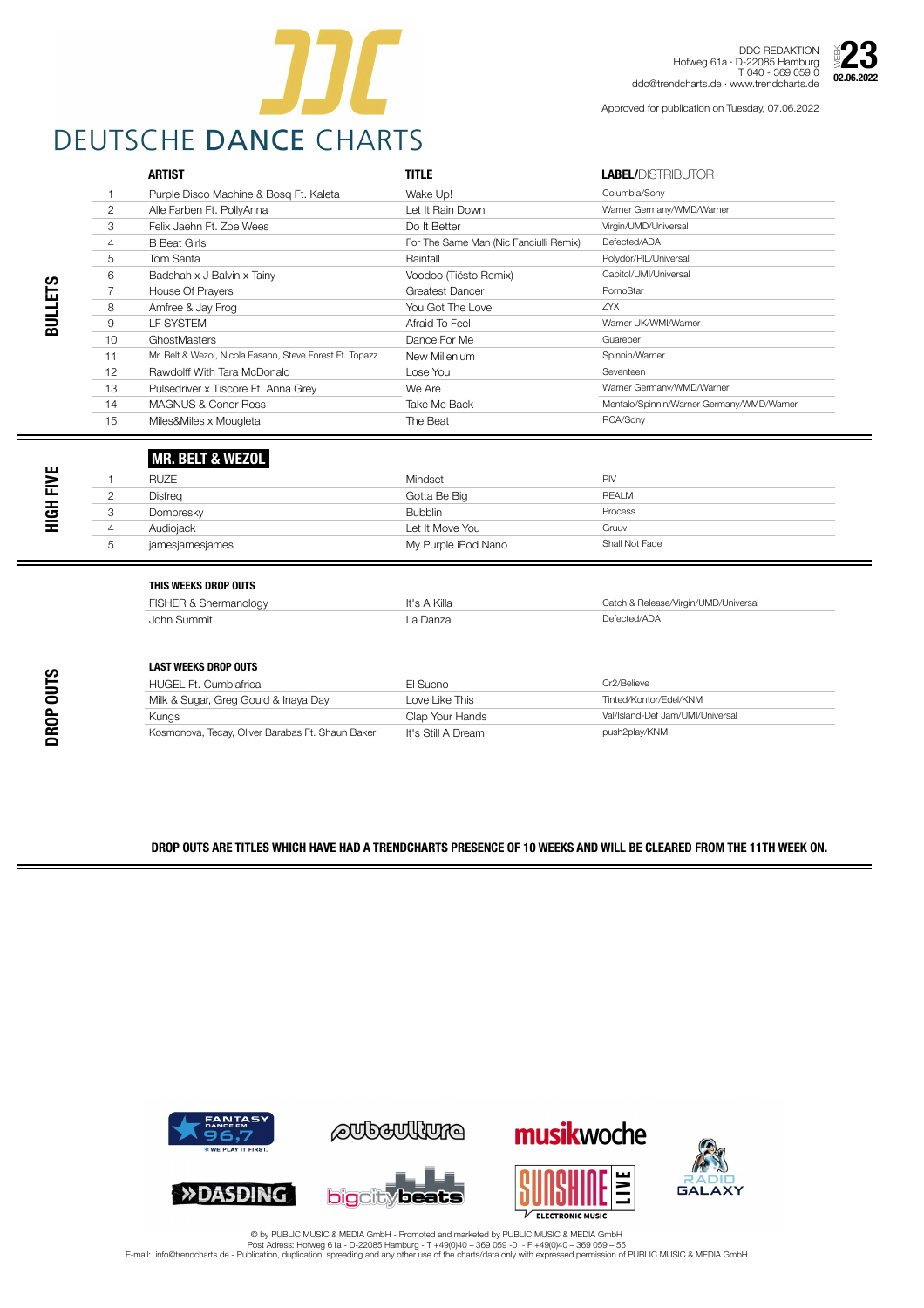# DEUTSCHE DANCE CHARTS

DDC REDAKTION
Hofweg 61a · D-22085 Hamburg
T 040 - 369 059 0
ddc@trendcharts.de · www.trendcharts.de

WEEK 23
02.06.2022

Approved for publication on Tuesday, 07.06.2022

## BULLETS

| | ARTIST | TITLE | LABEL/DISTRIBUTOR |
|---|---|---|---|
| 1 | Purple Disco Machine & Bosq Ft. Kaleta | Wake Up! | Columbia/Sony |
| 2 | Alle Farben Ft. PollyAnna | Let It Rain Down | Warner Germany/WMD/Warner |
| 3 | Felix Jaehn Ft. Zoe Wees | Do It Better | Virgin/UMD/Universal |
| 4 | B Beat Girls | For The Same Man (Nic Fanciulli Remix) | Defected/ADA |
| 5 | Tom Santa | Rainfall | Polydor/PIL/Universal |
| 6 | Badshah x J Balvin x Tainy | Voodoo (Tiësto Remix) | Capitol/UMI/Universal |
| 7 | House Of Prayers | Greatest Dancer | PornoStar |
| 8 | Amfree & Jay Frog | You Got The Love | ZYX |
| 9 | LF SYSTEM | Afraid To Feel | Warner UK/WMI/Warner |
| 10 | GhostMasters | Dance For Me | Guareber |
| 11 | Mr. Belt & Wezol, Nicola Fasano, Steve Forest Ft. Topazz | New Millenium | Spinnin/Warner |
| 12 | Rawdolff With Tara McDonald | Lose You | Seventeen |
| 13 | Pulsedriver x Tiscore Ft. Anna Grey | We Are | Warner Germany/WMD/Warner |
| 14 | MAGNUS & Conor Ross | Take Me Back | Mentalo/Spinnin/Warner Germany/WMD/Warner |
| 15 | Miles&Miles x Mougleta | The Beat | RCA/Sony |

## HIGH FIVE

**MR. BELT & WEZOL**

| | ARTIST | TITLE | LABEL/DISTRIBUTOR |
|---|---|---|---|
| 1 | RUZE | Mindset | PIV |
| 2 | Disfreq | Gotta Be Big | REALM |
| 3 | Dombresky | Bubblin | Process |
| 4 | Audiojack | Let It Move You | Gruuv |
| 5 | jamesjamesjames | My Purple iPod Nano | Shall Not Fade |

## DROP OUTS

**THIS WEEKS DROP OUTS**

| ARTIST | TITLE | LABEL/DISTRIBUTOR |
|---|---|---|
| FISHER & Shermanology | It's A Killa | Catch & Release/Virgin/UMD/Universal |
| John Summit | La Danza | Defected/ADA |

**LAST WEEKS DROP OUTS**

| ARTIST | TITLE | LABEL/DISTRIBUTOR |
|---|---|---|
| HUGEL Ft. Cumbiafrica | El Sueno | Cr2/Believe |
| Milk & Sugar, Greg Gould & Inaya Day | Love Like This | Tinted/Kontor/Edel/KNM |
| Kungs | Clap Your Hands | Val/Island-Def Jam/UMI/Universal |
| Kosmonova, Tecay, Oliver Barabas Ft. Shaun Baker | It's Still A Dream | push2play/KNM |

**DROP OUTS ARE TITLES WHICH HAVE HAD A TRENDCHARTS PRESENCE OF 10 WEEKS AND WILL BE CLEARED FROM THE 11TH WEEK ON.**

© by PUBLIC MUSIC & MEDIA GmbH - Promoted and marketed by PUBLIC MUSIC & MEDIA GmbH
Post Adress: Hofweg 61a - D-22085 Hamburg - T +49(0)40 – 369 059 -0 - F +49(0)40 – 369 059 – 55
E-mail: info@trendcharts.de - Publication, duplication, spreading and any other use of the charts/data only with expressed permission of PUBLIC MUSIC & MEDIA GmbH